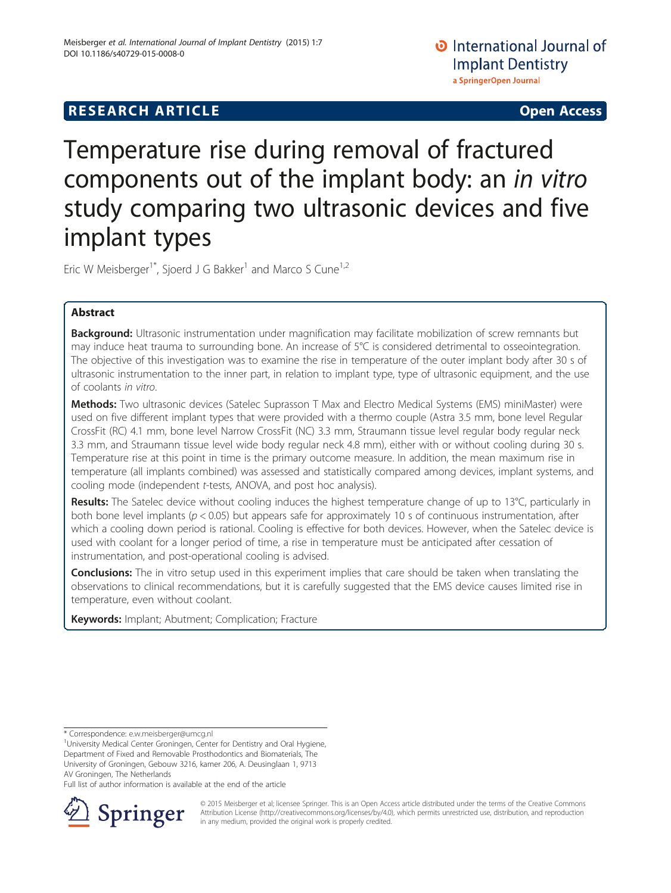**RESEARCH ARTICLE** **Open Access**

# Temperature rise during removal of fractured components out of the implant body: an *in vitro* study comparing two ultrasonic devices and five implant types

Eric W Meisberger[1*], Sjoerd J G Bakker[1] and Marco S Cune[1,2]

## Abstract

**Background:** Ultrasonic instrumentation under magnification may facilitate mobilization of screw remnants but may induce heat trauma to surrounding bone. An increase of 5°C is considered detrimental to osseointegration. The objective of this investigation was to examine the rise in temperature of the outer implant body after 30 s of ultrasonic instrumentation to the inner part, in relation to implant type, type of ultrasonic equipment, and the use of coolants *in vitro*.

**Methods:** Two ultrasonic devices (Satelec Suprasson T Max and Electro Medical Systems (EMS) miniMaster) were used on five different implant types that were provided with a thermo couple (Astra 3.5 mm, bone level Regular CrossFit (RC) 4.1 mm, bone level Narrow CrossFit (NC) 3.3 mm, Straumann tissue level regular body regular neck 3.3 mm, and Straumann tissue level wide body regular neck 4.8 mm), either with or without cooling during 30 s. Temperature rise at this point in time is the primary outcome measure. In addition, the mean maximum rise in temperature (all implants combined) was assessed and statistically compared among devices, implant systems, and cooling mode (independent *t*-tests, ANOVA, and post hoc analysis).

**Results:** The Satelec device without cooling induces the highest temperature change of up to 13°C, particularly in both bone level implants ($p < 0.05$) but appears safe for approximately 10 s of continuous instrumentation, after which a cooling down period is rational. Cooling is effective for both devices. However, when the Satelec device is used with coolant for a longer period of time, a rise in temperature must be anticipated after cessation of instrumentation, and post-operational cooling is advised.

**Conclusions:** The in vitro setup used in this experiment implies that care should be taken when translating the observations to clinical recommendations, but it is carefully suggested that the EMS device causes limited rise in temperature, even without coolant.

**Keywords:** Implant; Abutment; Complication; Fracture

---

\* Correspondence: e.w.meisberger@umcg.nl

[1]University Medical Center Groningen, Center for Dentistry and Oral Hygiene, Department of Fixed and Removable Prosthodontics and Biomaterials, The University of Groningen, Gebouw 3216, kamer 206, A. Deusinglaan 1, 9713 AV Groningen, The Netherlands

Full list of author information is available at the end of the article

© 2015 Meisberger et al; licensee Springer. This is an Open Access article distributed under the terms of the Creative Commons Attribution License (http://creativecommons.org/licenses/by/4.0), which permits unrestricted use, distribution, and reproduction in any medium, provided the original work is properly credited.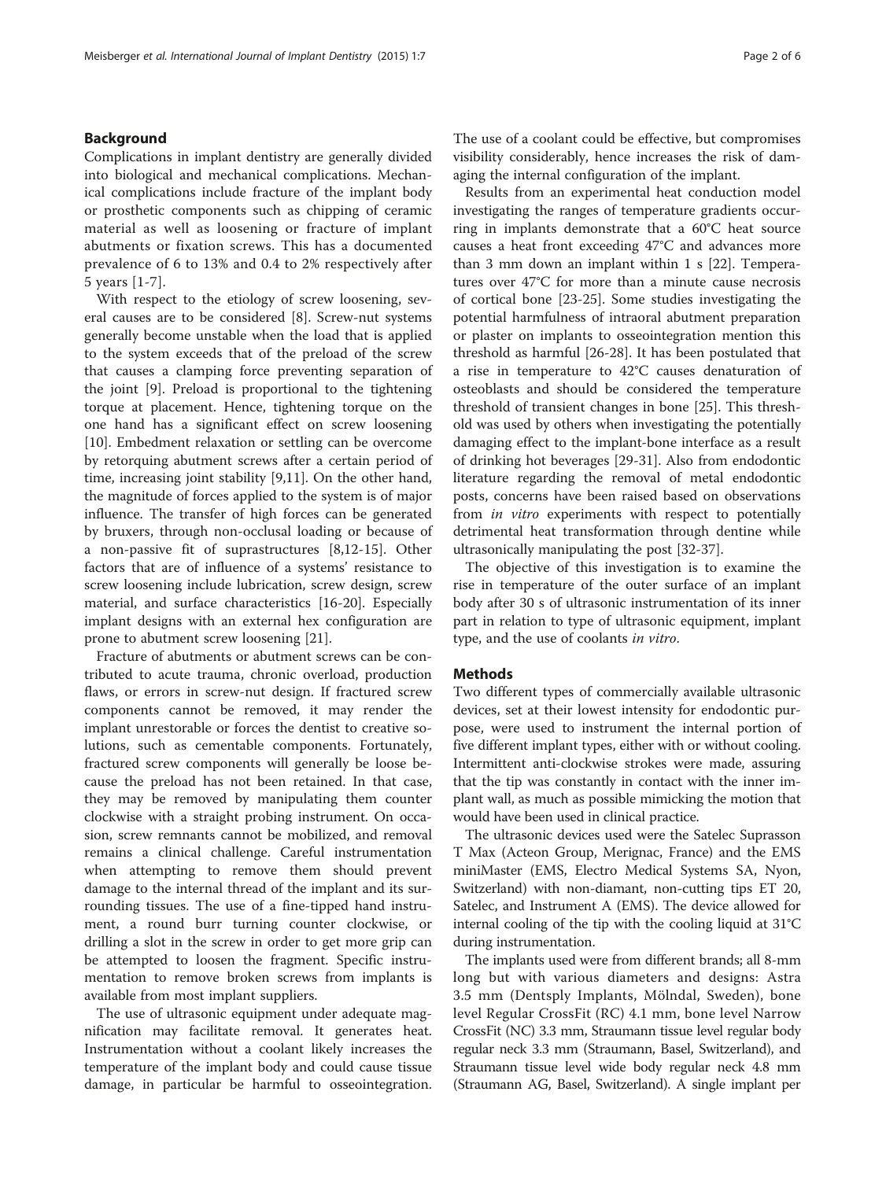## Background

Complications in implant dentistry are generally divided into biological and mechanical complications. Mechanical complications include fracture of the implant body or prosthetic components such as chipping of ceramic material as well as loosening or fracture of implant abutments or fixation screws. This has a documented prevalence of 6 to 13% and 0.4 to 2% respectively after 5 years [1-7].

With respect to the etiology of screw loosening, several causes are to be considered [8]. Screw-nut systems generally become unstable when the load that is applied to the system exceeds that of the preload of the screw that causes a clamping force preventing separation of the joint [9]. Preload is proportional to the tightening torque at placement. Hence, tightening torque on the one hand has a significant effect on screw loosening [10]. Embedment relaxation or settling can be overcome by retorquing abutment screws after a certain period of time, increasing joint stability [9,11]. On the other hand, the magnitude of forces applied to the system is of major influence. The transfer of high forces can be generated by bruxers, through non-occlusal loading or because of a non-passive fit of suprastructures [8,12-15]. Other factors that are of influence of a systems' resistance to screw loosening include lubrication, screw design, screw material, and surface characteristics [16-20]. Especially implant designs with an external hex configuration are prone to abutment screw loosening [21].

Fracture of abutments or abutment screws can be contributed to acute trauma, chronic overload, production flaws, or errors in screw-nut design. If fractured screw components cannot be removed, it may render the implant unrestorable or forces the dentist to creative solutions, such as cementable components. Fortunately, fractured screw components will generally be loose because the preload has not been retained. In that case, they may be removed by manipulating them counter clockwise with a straight probing instrument. On occasion, screw remnants cannot be mobilized, and removal remains a clinical challenge. Careful instrumentation when attempting to remove them should prevent damage to the internal thread of the implant and its surrounding tissues. The use of a fine-tipped hand instrument, a round burr turning counter clockwise, or drilling a slot in the screw in order to get more grip can be attempted to loosen the fragment. Specific instrumentation to remove broken screws from implants is available from most implant suppliers.

The use of ultrasonic equipment under adequate magnification may facilitate removal. It generates heat. Instrumentation without a coolant likely increases the temperature of the implant body and could cause tissue damage, in particular be harmful to osseointegration. The use of a coolant could be effective, but compromises visibility considerably, hence increases the risk of damaging the internal configuration of the implant.

Results from an experimental heat conduction model investigating the ranges of temperature gradients occurring in implants demonstrate that a 60°C heat source causes a heat front exceeding 47°C and advances more than 3 mm down an implant within 1 s [22]. Temperatures over 47°C for more than a minute cause necrosis of cortical bone [23-25]. Some studies investigating the potential harmfulness of intraoral abutment preparation or plaster on implants to osseointegration mention this threshold as harmful [26-28]. It has been postulated that a rise in temperature to 42°C causes denaturation of osteoblasts and should be considered the temperature threshold of transient changes in bone [25]. This threshold was used by others when investigating the potentially damaging effect to the implant-bone interface as a result of drinking hot beverages [29-31]. Also from endodontic literature regarding the removal of metal endodontic posts, concerns have been raised based on observations from *in vitro* experiments with respect to potentially detrimental heat transformation through dentine while ultrasonically manipulating the post [32-37].

The objective of this investigation is to examine the rise in temperature of the outer surface of an implant body after 30 s of ultrasonic instrumentation of its inner part in relation to type of ultrasonic equipment, implant type, and the use of coolants *in vitro*.

## Methods

Two different types of commercially available ultrasonic devices, set at their lowest intensity for endodontic purpose, were used to instrument the internal portion of five different implant types, either with or without cooling. Intermittent anti-clockwise strokes were made, assuring that the tip was constantly in contact with the inner implant wall, as much as possible mimicking the motion that would have been used in clinical practice.

The ultrasonic devices used were the Satelec Suprasson T Max (Acteon Group, Merignac, France) and the EMS miniMaster (EMS, Electro Medical Systems SA, Nyon, Switzerland) with non-diamant, non-cutting tips ET 20, Satelec, and Instrument A (EMS). The device allowed for internal cooling of the tip with the cooling liquid at 31°C during instrumentation.

The implants used were from different brands; all 8-mm long but with various diameters and designs: Astra 3.5 mm (Dentsply Implants, Mölndal, Sweden), bone level Regular CrossFit (RC) 4.1 mm, bone level Narrow CrossFit (NC) 3.3 mm, Straumann tissue level regular body regular neck 3.3 mm (Straumann, Basel, Switzerland), and Straumann tissue level wide body regular neck 4.8 mm (Straumann AG, Basel, Switzerland). A single implant per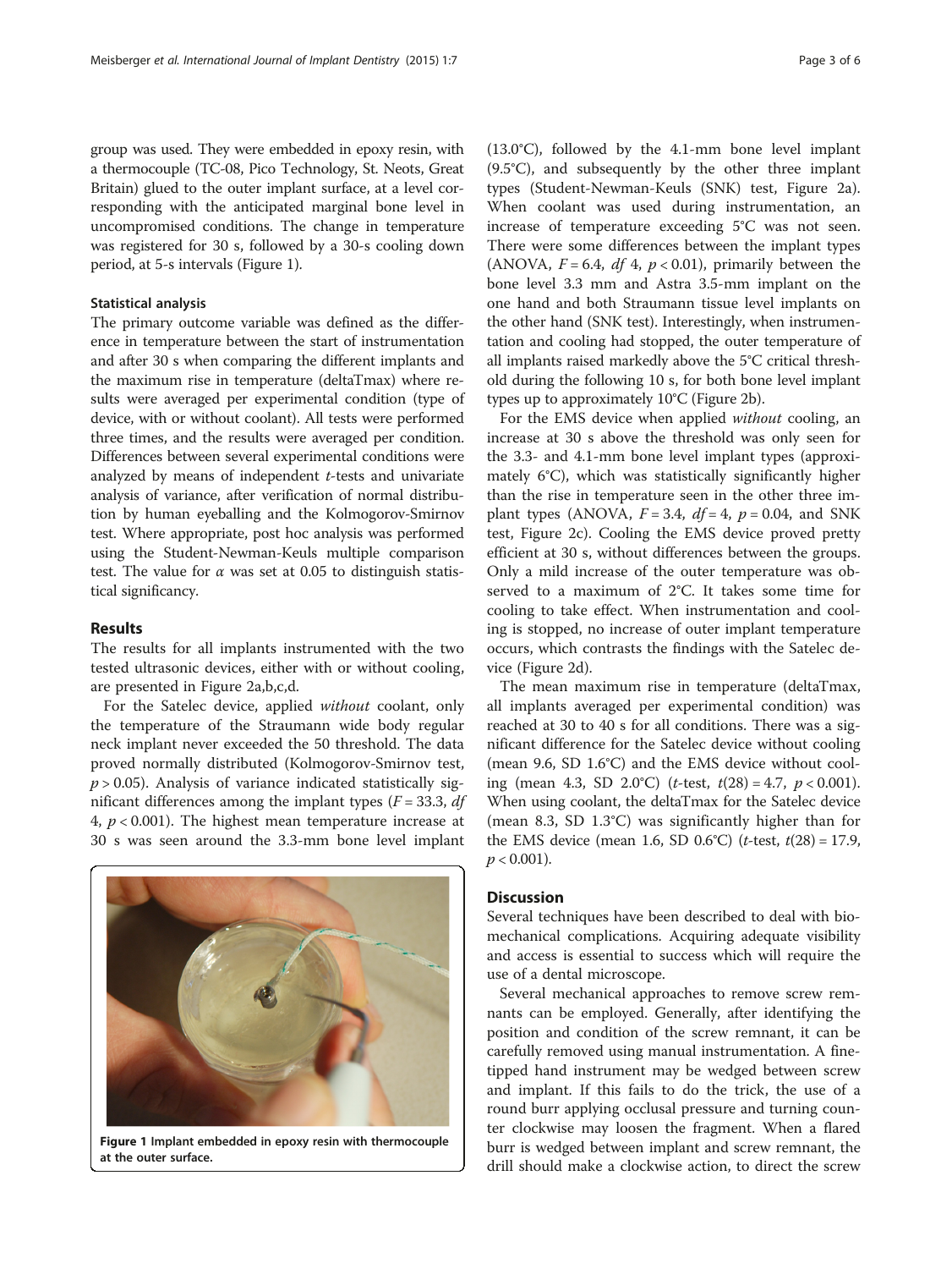group was used. They were embedded in epoxy resin, with a thermocouple (TC-08, Pico Technology, St. Neots, Great Britain) glued to the outer implant surface, at a level corresponding with the anticipated marginal bone level in uncompromised conditions. The change in temperature was registered for 30 s, followed by a 30-s cooling down period, at 5-s intervals (Figure 1).

### Statistical analysis

The primary outcome variable was defined as the difference in temperature between the start of instrumentation and after 30 s when comparing the different implants and the maximum rise in temperature (deltaTmax) where results were averaged per experimental condition (type of device, with or without coolant). All tests were performed three times, and the results were averaged per condition. Differences between several experimental conditions were analyzed by means of independent *t*-tests and univariate analysis of variance, after verification of normal distribution by human eyeballing and the Kolmogorov-Smirnov test. Where appropriate, post hoc analysis was performed using the Student-Newman-Keuls multiple comparison test. The value for $\alpha$ was set at 0.05 to distinguish statistical significancy.

## Results

The results for all implants instrumented with the two tested ultrasonic devices, either with or without cooling, are presented in Figure 2a,b,c,d.

For the Satelec device, applied *without* coolant, only the temperature of the Straumann wide body regular neck implant never exceeded the 50 threshold. The data proved normally distributed (Kolmogorov-Smirnov test, $p > 0.05$). Analysis of variance indicated statistically significant differences among the implant types ($F = 33.3$, *df* 4, $p < 0.001$). The highest mean temperature increase at 30 s was seen around the 3.3-mm bone level implant (13.0°C), followed by the 4.1-mm bone level implant (9.5°C), and subsequently by the other three implant types (Student-Newman-Keuls (SNK) test, Figure 2a). When coolant was used during instrumentation, an increase of temperature exceeding 5°C was not seen. There were some differences between the implant types (ANOVA, $F = 6.4$, *df* 4, $p < 0.01$), primarily between the bone level 3.3 mm and Astra 3.5-mm implant on the one hand and both Straumann tissue level implants on the other hand (SNK test). Interestingly, when instrumentation and cooling had stopped, the outer temperature of all implants raised markedly above the 5°C critical threshold during the following 10 s, for both bone level implant types up to approximately 10°C (Figure 2b).

For the EMS device when applied *without* cooling, an increase at 30 s above the threshold was only seen for the 3.3- and 4.1-mm bone level implant types (approximately 6°C), which was statistically significantly higher than the rise in temperature seen in the other three implant types (ANOVA, $F = 3.4$, $df = 4$, $p = 0.04$, and SNK test, Figure 2c). Cooling the EMS device proved pretty efficient at 30 s, without differences between the groups. Only a mild increase of the outer temperature was observed to a maximum of 2°C. It takes some time for cooling to take effect. When instrumentation and cooling is stopped, no increase of outer implant temperature occurs, which contrasts the findings with the Satelec device (Figure 2d).

The mean maximum rise in temperature (deltaTmax, all implants averaged per experimental condition) was reached at 30 to 40 s for all conditions. There was a significant difference for the Satelec device without cooling (mean 9.6, SD 1.6°C) and the EMS device without cooling (mean 4.3, SD 2.0°C) (*t*-test, $t(28) = 4.7$, $p < 0.001$). When using coolant, the deltaTmax for the Satelec device (mean 8.3, SD 1.3°C) was significantly higher than for the EMS device (mean 1.6, SD 0.6°C) (*t*-test, $t(28) = 17.9$, $p < 0.001$).

**Figure 1 Implant embedded in epoxy resin with thermocouple at the outer surface.**

## Discussion

Several techniques have been described to deal with biomechanical complications. Acquiring adequate visibility and access is essential to success which will require the use of a dental microscope.

Several mechanical approaches to remove screw remnants can be employed. Generally, after identifying the position and condition of the screw remnant, it can be carefully removed using manual instrumentation. A fine-tipped hand instrument may be wedged between screw and implant. If this fails to do the trick, the use of a round burr applying occlusal pressure and turning counter clockwise may loosen the fragment. When a flared burr is wedged between implant and screw remnant, the drill should make a clockwise action, to direct the screw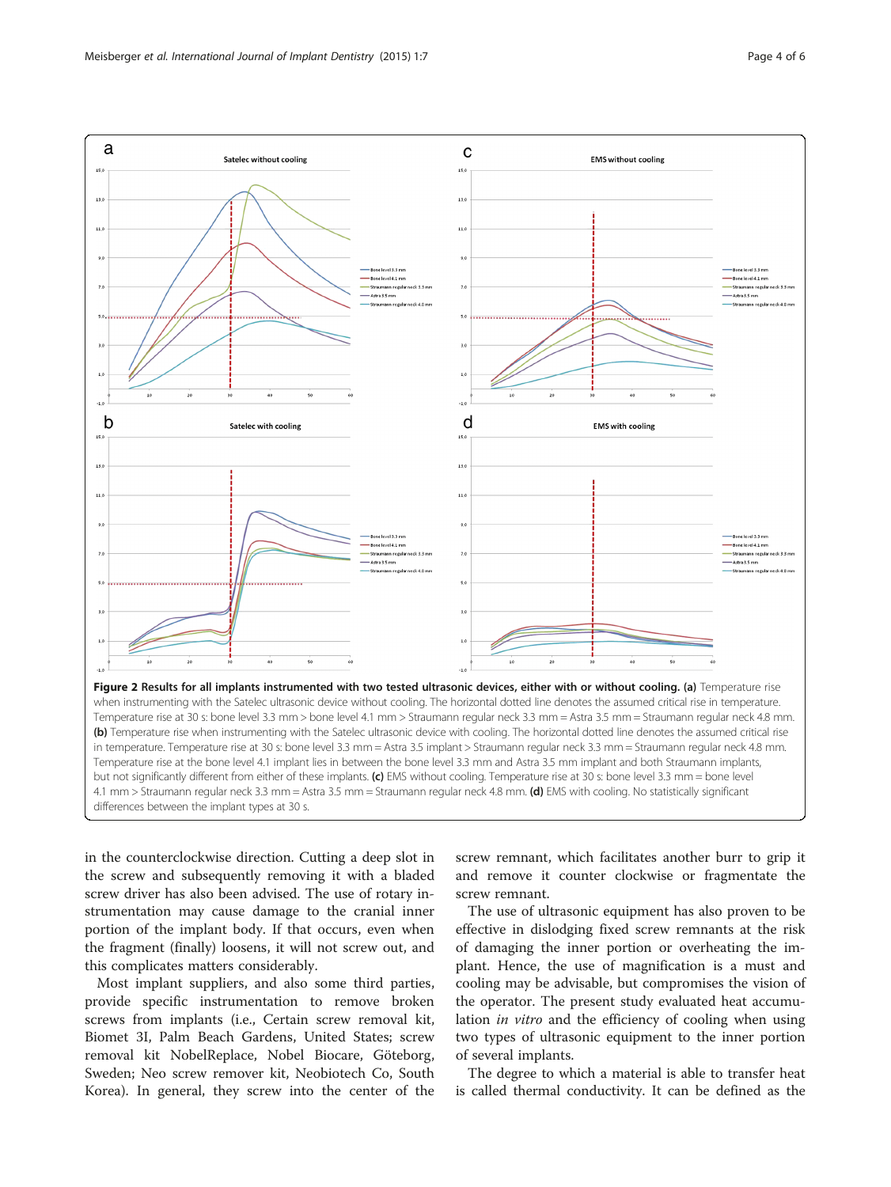**Figure 2 Results for all implants instrumented with two tested ultrasonic devices, either with or without cooling. (a)** Temperature rise when instrumenting with the Satelec ultrasonic device without cooling. The horizontal dotted line denotes the assumed critical rise in temperature. Temperature rise at 30 s: bone level 3.3 mm > bone level 4.1 mm > Straumann regular neck 3.3 mm = Astra 3.5 mm = Straumann regular neck 4.8 mm. **(b)** Temperature rise when instrumenting with the Satelec ultrasonic device with cooling. The horizontal dotted line denotes the assumed critical rise in temperature. Temperature rise at 30 s: bone level 3.3 mm = Astra 3.5 implant > Straumann regular neck 3.3 mm = Straumann regular neck 4.8 mm. Temperature rise at the bone level 4.1 implant lies in between the bone level 3.3 mm and Astra 3.5 mm implant and both Straumann implants, but not significantly different from either of these implants. **(c)** EMS without cooling. Temperature rise at 30 s: bone level 3.3 mm = bone level 4.1 mm > Straumann regular neck 3.3 mm = Astra 3.5 mm = Straumann regular neck 4.8 mm. **(d)** EMS with cooling. No statistically significant differences between the implant types at 30 s.

in the counterclockwise direction. Cutting a deep slot in the screw and subsequently removing it with a bladed screw driver has also been advised. The use of rotary instrumentation may cause damage to the cranial inner portion of the implant body. If that occurs, even when the fragment (finally) loosens, it will not screw out, and this complicates matters considerably.

Most implant suppliers, and also some third parties, provide specific instrumentation to remove broken screws from implants (i.e., Certain screw removal kit, Biomet 3I, Palm Beach Gardens, United States; screw removal kit NobelReplace, Nobel Biocare, Göteborg, Sweden; Neo screw remover kit, Neobiotech Co, South Korea). In general, they screw into the center of the screw remnant, which facilitates another burr to grip it and remove it counter clockwise or fragmentate the screw remnant.

The use of ultrasonic equipment has also proven to be effective in dislodging fixed screw remnants at the risk of damaging the inner portion or overheating the implant. Hence, the use of magnification is a must and cooling may be advisable, but compromises the vision of the operator. The present study evaluated heat accumulation *in vitro* and the efficiency of cooling when using two types of ultrasonic equipment to the inner portion of several implants.

The degree to which a material is able to transfer heat is called thermal conductivity. It can be defined as the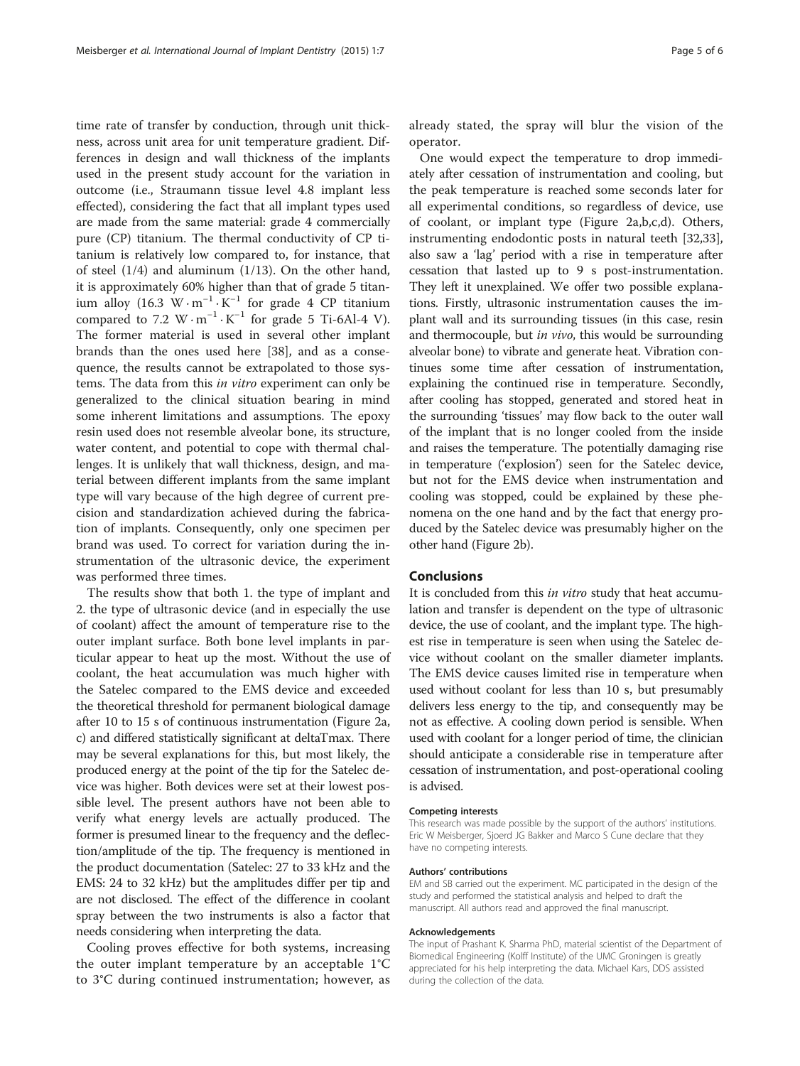time rate of transfer by conduction, through unit thickness, across unit area for unit temperature gradient. Differences in design and wall thickness of the implants used in the present study account for the variation in outcome (i.e., Straumann tissue level 4.8 implant less effected), considering the fact that all implant types used are made from the same material: grade 4 commercially pure (CP) titanium. The thermal conductivity of CP titanium is relatively low compared to, for instance, that of steel (1/4) and aluminum (1/13). On the other hand, it is approximately 60% higher than that of grade 5 titanium alloy (16.3 $W \cdot m^{-1} \cdot K^{-1}$ for grade 4 CP titanium compared to 7.2 $W \cdot m^{-1} \cdot K^{-1}$ for grade 5 Ti-6Al-4 V). The former material is used in several other implant brands than the ones used here [38], and as a consequence, the results cannot be extrapolated to those systems. The data from this *in vitro* experiment can only be generalized to the clinical situation bearing in mind some inherent limitations and assumptions. The epoxy resin used does not resemble alveolar bone, its structure, water content, and potential to cope with thermal challenges. It is unlikely that wall thickness, design, and material between different implants from the same implant type will vary because of the high degree of current precision and standardization achieved during the fabrication of implants. Consequently, only one specimen per brand was used. To correct for variation during the instrumentation of the ultrasonic device, the experiment was performed three times.

The results show that both 1. the type of implant and 2. the type of ultrasonic device (and in especially the use of coolant) affect the amount of temperature rise to the outer implant surface. Both bone level implants in particular appear to heat up the most. Without the use of coolant, the heat accumulation was much higher with the Satelec compared to the EMS device and exceeded the theoretical threshold for permanent biological damage after 10 to 15 s of continuous instrumentation (Figure 2a, c) and differed statistically significant at deltaTmax. There may be several explanations for this, but most likely, the produced energy at the point of the tip for the Satelec device was higher. Both devices were set at their lowest possible level. The present authors have not been able to verify what energy levels are actually produced. The former is presumed linear to the frequency and the deflection/amplitude of the tip. The frequency is mentioned in the product documentation (Satelec: 27 to 33 kHz and the EMS: 24 to 32 kHz) but the amplitudes differ per tip and are not disclosed. The effect of the difference in coolant spray between the two instruments is also a factor that needs considering when interpreting the data.

Cooling proves effective for both systems, increasing the outer implant temperature by an acceptable 1°C to 3°C during continued instrumentation; however, as already stated, the spray will blur the vision of the operator.

One would expect the temperature to drop immediately after cessation of instrumentation and cooling, but the peak temperature is reached some seconds later for all experimental conditions, so regardless of device, use of coolant, or implant type (Figure 2a,b,c,d). Others, instrumenting endodontic posts in natural teeth [32,33], also saw a 'lag' period with a rise in temperature after cessation that lasted up to 9 s post-instrumentation. They left it unexplained. We offer two possible explanations. Firstly, ultrasonic instrumentation causes the implant wall and its surrounding tissues (in this case, resin and thermocouple, but *in vivo*, this would be surrounding alveolar bone) to vibrate and generate heat. Vibration continues some time after cessation of instrumentation, explaining the continued rise in temperature. Secondly, after cooling has stopped, generated and stored heat in the surrounding 'tissues' may flow back to the outer wall of the implant that is no longer cooled from the inside and raises the temperature. The potentially damaging rise in temperature ('explosion') seen for the Satelec device, but not for the EMS device when instrumentation and cooling was stopped, could be explained by these phenomena on the one hand and by the fact that energy produced by the Satelec device was presumably higher on the other hand (Figure 2b).

## Conclusions

It is concluded from this *in vitro* study that heat accumulation and transfer is dependent on the type of ultrasonic device, the use of coolant, and the implant type. The highest rise in temperature is seen when using the Satelec device without coolant on the smaller diameter implants. The EMS device causes limited rise in temperature when used without coolant for less than 10 s, but presumably delivers less energy to the tip, and consequently may be not as effective. A cooling down period is sensible. When used with coolant for a longer period of time, the clinician should anticipate a considerable rise in temperature after cessation of instrumentation, and post-operational cooling is advised.

#### Competing interests

This research was made possible by the support of the authors' institutions. Eric W Meisberger, Sjoerd JG Bakker and Marco S Cune declare that they have no competing interests.

#### Authors' contributions

EM and SB carried out the experiment. MC participated in the design of the study and performed the statistical analysis and helped to draft the manuscript. All authors read and approved the final manuscript.

#### Acknowledgements

The input of Prashant K. Sharma PhD, material scientist of the Department of Biomedical Engineering (Kolff Institute) of the UMC Groningen is greatly appreciated for his help interpreting the data. Michael Kars, DDS assisted during the collection of the data.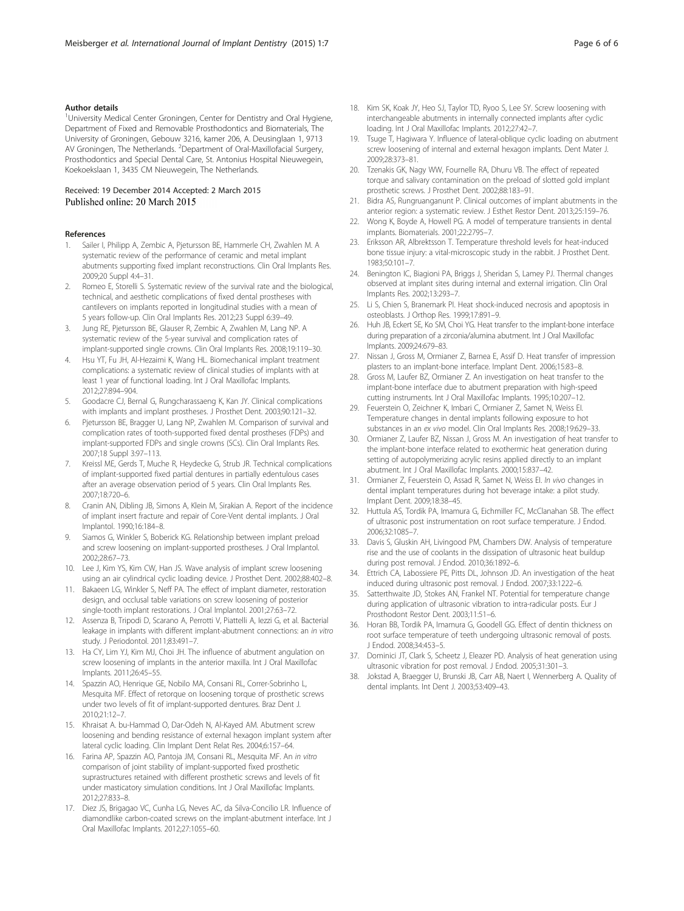### Author details

[1]University Medical Center Groningen, Center for Dentistry and Oral Hygiene, Department of Fixed and Removable Prosthodontics and Biomaterials, The University of Groningen, Gebouw 3216, kamer 206, A. Deusinglaan 1, 9713 AV Groningen, The Netherlands. [2]Department of Oral-Maxillofacial Surgery, Prosthodontics and Special Dental Care, St. Antonius Hospital Nieuwegein, Koekoekslaan 1, 3435 CM Nieuwegein, The Netherlands.

Received: 19 December 2014 Accepted: 2 March 2015
Published online: 20 March 2015

### References

1. Sailer I, Philipp A, Zembic A, Pjetursson BE, Hammerle CH, Zwahlen M. A systematic review of the performance of ceramic and metal implant abutments supporting fixed implant reconstructions. Clin Oral Implants Res. 2009;20 Suppl 4:4–31.
2. Romeo E, Storelli S. Systematic review of the survival rate and the biological, technical, and aesthetic complications of fixed dental prostheses with cantilevers on implants reported in longitudinal studies with a mean of 5 years follow-up. Clin Oral Implants Res. 2012;23 Suppl 6:39–49.
3. Jung RE, Pjetursson BE, Glauser R, Zembic A, Zwahlen M, Lang NP. A systematic review of the 5-year survival and complication rates of implant-supported single crowns. Clin Oral Implants Res. 2008;19:119–30.
4. Hsu YT, Fu JH, Al-Hezaimi K, Wang HL. Biomechanical implant treatment complications: a systematic review of clinical studies of implants with at least 1 year of functional loading. Int J Oral Maxillofac Implants. 2012;27:894–904.
5. Goodacre CJ, Bernal G, Rungcharassaeng K, Kan JY. Clinical complications with implants and implant prostheses. J Prosthet Dent. 2003;90:121–32.
6. Pjetursson BE, Bragger U, Lang NP, Zwahlen M. Comparison of survival and complication rates of tooth-supported fixed dental prostheses (FDPs) and implant-supported FDPs and single crowns (SCs). Clin Oral Implants Res. 2007;18 Suppl 3:97–113.
7. Kreissl ME, Gerds T, Muche R, Heydecke G, Strub JR. Technical complications of implant-supported fixed partial dentures in partially edentulous cases after an average observation period of 5 years. Clin Oral Implants Res. 2007;18:720–6.
8. Cranin AN, Dibling JB, Simons A, Klein M, Sirakian A. Report of the incidence of implant insert fracture and repair of Core-Vent dental implants. J Oral Implantol. 1990;16:184–8.
9. Siamos G, Winkler S, Boberick KG. Relationship between implant preload and screw loosening on implant-supported prostheses. J Oral Implantol. 2002;28:67–73.
10. Lee J, Kim YS, Kim CW, Han JS. Wave analysis of implant screw loosening using an air cylindrical cyclic loading device. J Prosthet Dent. 2002;88:402–8.
11. Bakaeen LG, Winkler S, Neff PA. The effect of implant diameter, restoration design, and occlusal table variations on screw loosening of posterior single-tooth implant restorations. J Oral Implantol. 2001;27:63–72.
12. Assenza B, Tripodi D, Scarano A, Perrotti V, Piattelli A, Iezzi G, et al. Bacterial leakage in implants with different implant-abutment connections: an *in vitro* study. J Periodontol. 2011;83:491–7.
13. Ha CY, Lim YJ, Kim MJ, Choi JH. The influence of abutment angulation on screw loosening of implants in the anterior maxilla. Int J Oral Maxillofac Implants. 2011;26:45–55.
14. Spazzin AO, Henrique GE, Nobilo MA, Consani RL, Correr-Sobrinho L, Mesquita MF. Effect of retorque on loosening torque of prosthetic screws under two levels of fit of implant-supported dentures. Braz Dent J. 2010;21:12–7.
15. Khraisat A. bu-Hammad O, Dar-Odeh N, Al-Kayed AM. Abutment screw loosening and bending resistance of external hexagon implant system after lateral cyclic loading. Clin Implant Dent Relat Res. 2004;6:157–64.
16. Farina AP, Spazzin AO, Pantoja JM, Consani RL, Mesquita MF. An *in vitro* comparison of joint stability of implant-supported fixed prosthetic suprastructures retained with different prosthetic screws and levels of fit under masticatory simulation conditions. Int J Oral Maxillofac Implants. 2012;27:833–8.
17. Diez JS, Brigagao VC, Cunha LG, Neves AC, da Silva-Concilio LR. Influence of diamondlike carbon-coated screws on the implant-abutment interface. Int J Oral Maxillofac Implants. 2012;27:1055–60.
18. Kim SK, Koak JY, Heo SJ, Taylor TD, Ryoo S, Lee SY. Screw loosening with interchangeable abutments in internally connected implants after cyclic loading. Int J Oral Maxillofac Implants. 2012;27:42–7.
19. Tsuge T, Hagiwara Y. Influence of lateral-oblique cyclic loading on abutment screw loosening of internal and external hexagon implants. Dent Mater J. 2009;28:373–81.
20. Tzenakis GK, Nagy WW, Fournelle RA, Dhuru VB. The effect of repeated torque and salivary contamination on the preload of slotted gold implant prosthetic screws. J Prosthet Dent. 2002;88:183–91.
21. Bidra AS, Rungruanganunt P. Clinical outcomes of implant abutments in the anterior region: a systematic review. J Esthet Restor Dent. 2013;25:159–76.
22. Wong K, Boyde A, Howell PG. A model of temperature transients in dental implants. Biomaterials. 2001;22:2795–7.
23. Eriksson AR, Albrektsson T. Temperature threshold levels for heat-induced bone tissue injury: a vital-microscopic study in the rabbit. J Prosthet Dent. 1983;50:101–7.
24. Benington IC, Biagioni PA, Briggs J, Sheridan S, Lamey PJ. Thermal changes observed at implant sites during internal and external irrigation. Clin Oral Implants Res. 2002;13:293–7.
25. Li S, Chien S, Branemark PI. Heat shock-induced necrosis and apoptosis in osteoblasts. J Orthop Res. 1999;17:891–9.
26. Huh JB, Eckert SE, Ko SM, Choi YG. Heat transfer to the implant-bone interface during preparation of a zirconia/alumina abutment. Int J Oral Maxillofac Implants. 2009;24:679–83.
27. Nissan J, Gross M, Ormianer Z, Barnea E, Assif D. Heat transfer of impression plasters to an implant-bone interface. Implant Dent. 2006;15:83–8.
28. Gross M, Laufer BZ, Ormianer Z. An investigation on heat transfer to the implant-bone interface due to abutment preparation with high-speed cutting instruments. Int J Oral Maxillofac Implants. 1995;10:207–12.
29. Feuerstein O, Zeichner K, Imbari C, Ormianer Z, Samet N, Weiss EI. Temperature changes in dental implants following exposure to hot substances in an *ex vivo* model. Clin Oral Implants Res. 2008;19:629–33.
30. Ormianer Z, Laufer BZ, Nissan J, Gross M. An investigation of heat transfer to the implant-bone interface related to exothermic heat generation during setting of autopolymerizing acrylic resins applied directly to an implant abutment. Int J Oral Maxillofac Implants. 2000;15:837–42.
31. Ormianer Z, Feuerstein O, Assad R, Samet N, Weiss EI. *In vivo* changes in dental implant temperatures during hot beverage intake: a pilot study. Implant Dent. 2009;18:38–45.
32. Huttula AS, Tordik PA, Imamura G, Eichmiller FC, McClanahan SB. The effect of ultrasonic post instrumentation on root surface temperature. J Endod. 2006;32:1085–7.
33. Davis S, Gluskin AH, Livingood PM, Chambers DW. Analysis of temperature rise and the use of coolants in the dissipation of ultrasonic heat buildup during post removal. J Endod. 2010;36:1892–6.
34. Ettrich CA, Labossiere PE, Pitts DL, Johnson JD. An investigation of the heat induced during ultrasonic post removal. J Endod. 2007;33:1222–6.
35. Satterthwaite JD, Stokes AN, Frankel NT. Potential for temperature change during application of ultrasonic vibration to intra-radicular posts. Eur J Prosthodont Restor Dent. 2003;11:51–6.
36. Horan BB, Tordik PA, Imamura G, Goodell GG. Effect of dentin thickness on root surface temperature of teeth undergoing ultrasonic removal of posts. J Endod. 2008;34:453–5.
37. Dominici JT, Clark S, Scheetz J, Eleazer PD. Analysis of heat generation using ultrasonic vibration for post removal. J Endod. 2005;31:301–3.
38. Jokstad A, Braegger U, Brunski JB, Carr AB, Naert I, Wennerberg A. Quality of dental implants. Int Dent J. 2003;53:409–43.